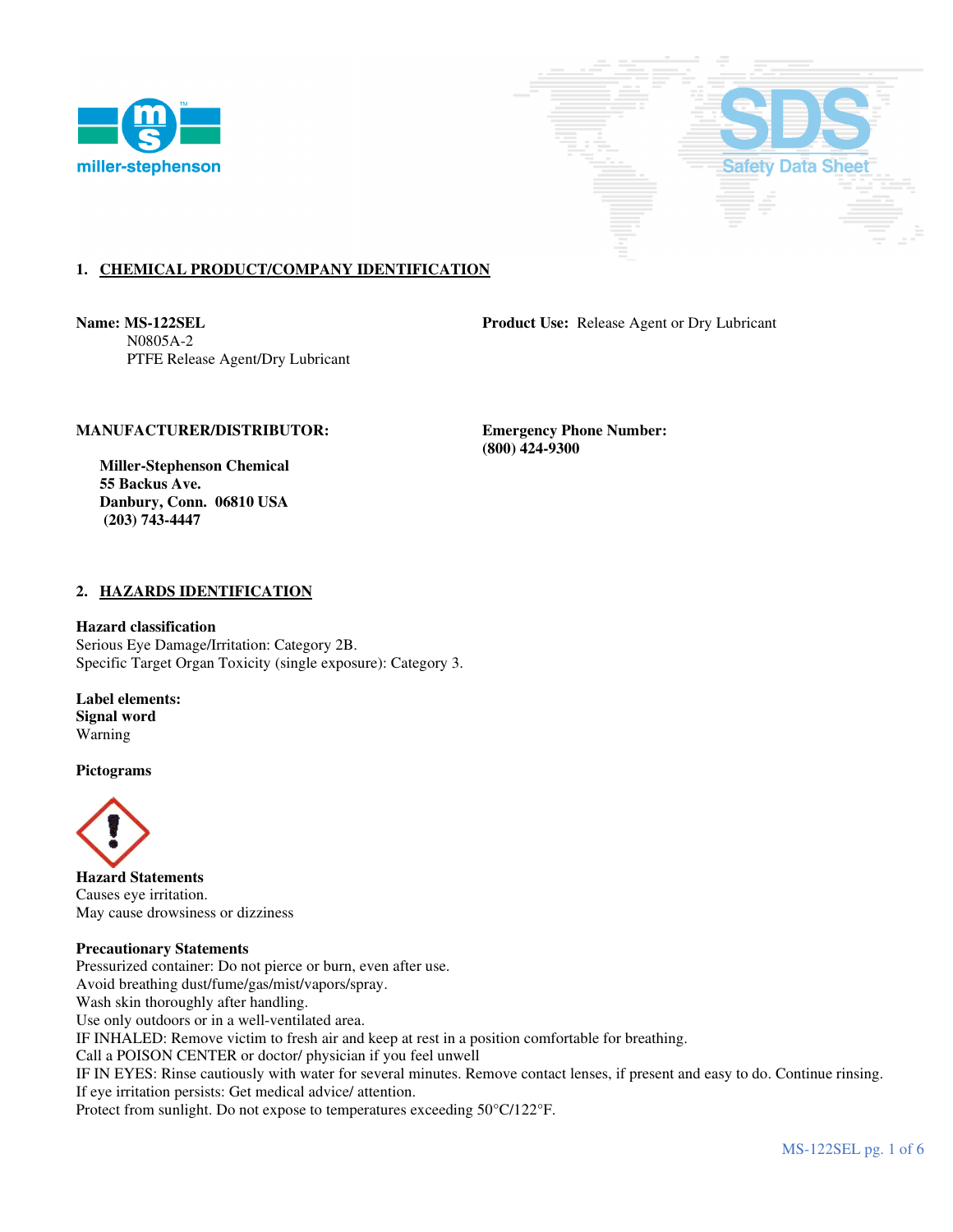## 1. CHEMICAL PRODUCT/COMPANY IDENTIFICATION

**Name: MS-122SEL**
N0805A-2
PTFE Release Agent/Dry Lubricant

**Product Use:** Release Agent or Dry Lubricant

**MANUFACTURER/DISTRIBUTOR:**

**Miller-Stephenson Chemical**
**55 Backus Ave.**
**Danbury, Conn. 06810 USA**
**(203) 743-4447**

**Emergency Phone Number:**
**(800) 424-9300**

## 2. HAZARDS IDENTIFICATION

**Hazard classification**
Serious Eye Damage/Irritation: Category 2B.
Specific Target Organ Toxicity (single exposure): Category 3.

**Label elements:**
**Signal word**
Warning

**Pictograms**

**Hazard Statements**
Causes eye irritation.
May cause drowsiness or dizziness

**Precautionary Statements**
Pressurized container: Do not pierce or burn, even after use.
Avoid breathing dust/fume/gas/mist/vapors/spray.
Wash skin thoroughly after handling.
Use only outdoors or in a well-ventilated area.
IF INHALED: Remove victim to fresh air and keep at rest in a position comfortable for breathing.
Call a POISON CENTER or doctor/ physician if you feel unwell
IF IN EYES: Rinse cautiously with water for several minutes. Remove contact lenses, if present and easy to do. Continue rinsing.
If eye irritation persists: Get medical advice/ attention.
Protect from sunlight. Do not expose to temperatures exceeding 50°C/122°F.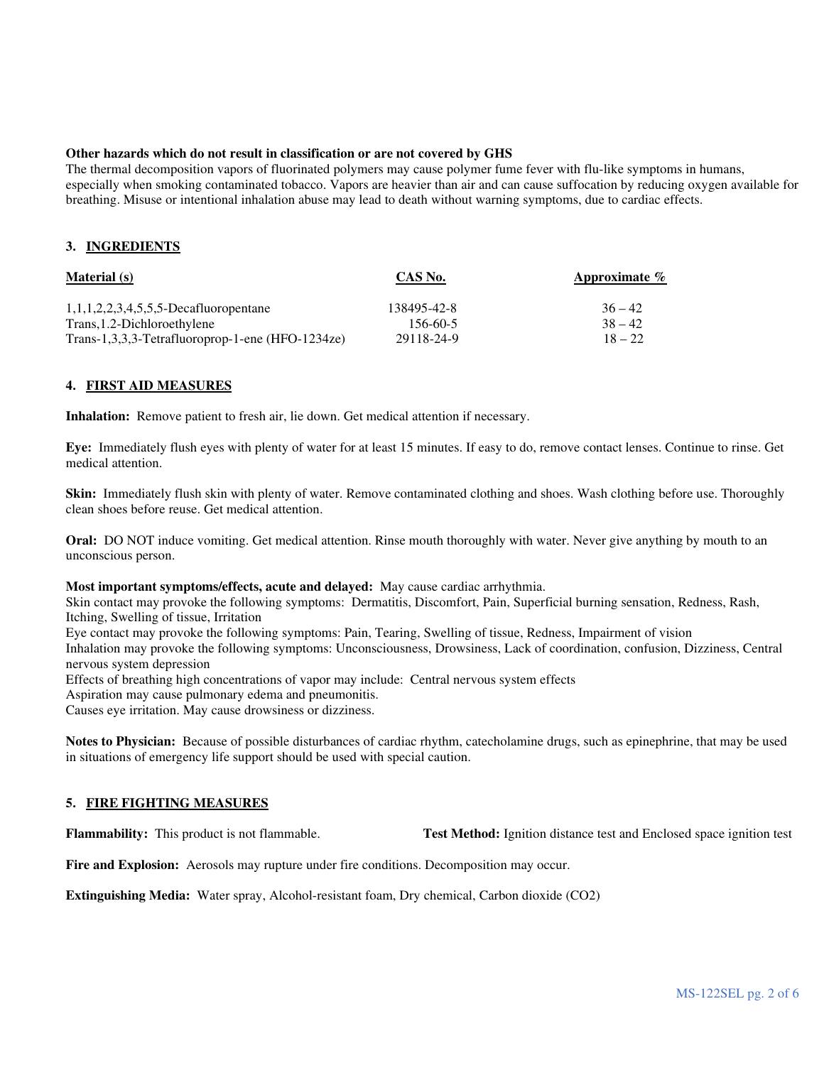**Other hazards which do not result in classification or are not covered by GHS**

The thermal decomposition vapors of fluorinated polymers may cause polymer fume fever with flu-like symptoms in humans, especially when smoking contaminated tobacco. Vapors are heavier than air and can cause suffocation by reducing oxygen available for breathing. Misuse or intentional inhalation abuse may lead to death without warning symptoms, due to cardiac effects.

## 3. INGREDIENTS

| Material (s) | CAS No. | Approximate % |
|---|---|---|
| 1,1,1,2,2,3,4,5,5,5-Decafluoropentane | 138495-42-8 | 36 – 42 |
| Trans,1.2-Dichloroethylene | 156-60-5 | 38 – 42 |
| Trans-1,3,3,3-Tetrafluoroprop-1-ene (HFO-1234ze) | 29118-24-9 | 18 – 22 |

## 4. FIRST AID MEASURES

**Inhalation:** Remove patient to fresh air, lie down. Get medical attention if necessary.

**Eye:** Immediately flush eyes with plenty of water for at least 15 minutes. If easy to do, remove contact lenses. Continue to rinse. Get medical attention.

**Skin:** Immediately flush skin with plenty of water. Remove contaminated clothing and shoes. Wash clothing before use. Thoroughly clean shoes before reuse. Get medical attention.

**Oral:** DO NOT induce vomiting. Get medical attention. Rinse mouth thoroughly with water. Never give anything by mouth to an unconscious person.

**Most important symptoms/effects, acute and delayed:** May cause cardiac arrhythmia.
Skin contact may provoke the following symptoms: Dermatitis, Discomfort, Pain, Superficial burning sensation, Redness, Rash, Itching, Swelling of tissue, Irritation
Eye contact may provoke the following symptoms: Pain, Tearing, Swelling of tissue, Redness, Impairment of vision
Inhalation may provoke the following symptoms: Unconsciousness, Drowsiness, Lack of coordination, confusion, Dizziness, Central nervous system depression
Effects of breathing high concentrations of vapor may include: Central nervous system effects
Aspiration may cause pulmonary edema and pneumonitis.
Causes eye irritation. May cause drowsiness or dizziness.

**Notes to Physician:** Because of possible disturbances of cardiac rhythm, catecholamine drugs, such as epinephrine, that may be used in situations of emergency life support should be used with special caution.

## 5. FIRE FIGHTING MEASURES

**Flammability:** This product is not flammable. **Test Method:** Ignition distance test and Enclosed space ignition test

**Fire and Explosion:** Aerosols may rupture under fire conditions. Decomposition may occur.

**Extinguishing Media:** Water spray, Alcohol-resistant foam, Dry chemical, Carbon dioxide ($CO_2$)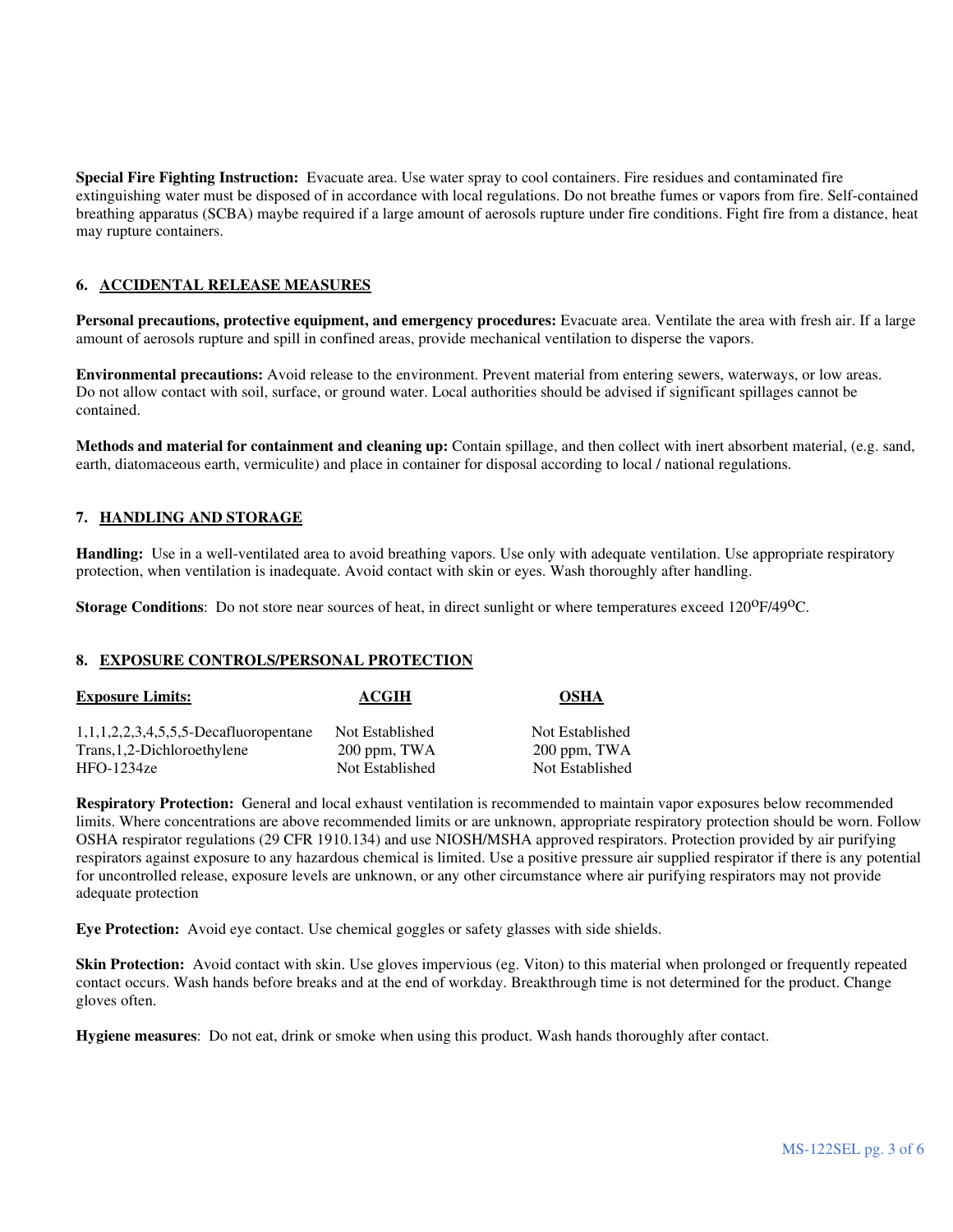**Special Fire Fighting Instruction:** Evacuate area. Use water spray to cool containers. Fire residues and contaminated fire extinguishing water must be disposed of in accordance with local regulations. Do not breathe fumes or vapors from fire. Self-contained breathing apparatus (SCBA) maybe required if a large amount of aerosols rupture under fire conditions. Fight fire from a distance, heat may rupture containers.

## 6. ACCIDENTAL RELEASE MEASURES

**Personal precautions, protective equipment, and emergency procedures:** Evacuate area. Ventilate the area with fresh air. If a large amount of aerosols rupture and spill in confined areas, provide mechanical ventilation to disperse the vapors.

**Environmental precautions:** Avoid release to the environment. Prevent material from entering sewers, waterways, or low areas. Do not allow contact with soil, surface, or ground water. Local authorities should be advised if significant spillages cannot be contained.

**Methods and material for containment and cleaning up:** Contain spillage, and then collect with inert absorbent material, (e.g. sand, earth, diatomaceous earth, vermiculite) and place in container for disposal according to local / national regulations.

## 7. HANDLING AND STORAGE

**Handling:** Use in a well-ventilated area to avoid breathing vapors. Use only with adequate ventilation. Use appropriate respiratory protection, when ventilation is inadequate. Avoid contact with skin or eyes. Wash thoroughly after handling.

**Storage Conditions**: Do not store near sources of heat, in direct sunlight or where temperatures exceed 120$^{O}$F/49$^{O}$C.

## 8. EXPOSURE CONTROLS/PERSONAL PROTECTION

| Exposure Limits: | ACGIH | OSHA |
|---|---|---|
| 1,1,1,2,2,3,4,5,5,5-Decafluoropentane | Not Established | Not Established |
| Trans,1,2-Dichloroethylene | 200 ppm, TWA | 200 ppm, TWA |
| HFO-1234ze | Not Established | Not Established |

**Respiratory Protection:** General and local exhaust ventilation is recommended to maintain vapor exposures below recommended limits. Where concentrations are above recommended limits or are unknown, appropriate respiratory protection should be worn. Follow OSHA respirator regulations (29 CFR 1910.134) and use NIOSH/MSHA approved respirators. Protection provided by air purifying respirators against exposure to any hazardous chemical is limited. Use a positive pressure air supplied respirator if there is any potential for uncontrolled release, exposure levels are unknown, or any other circumstance where air purifying respirators may not provide adequate protection

**Eye Protection:** Avoid eye contact. Use chemical goggles or safety glasses with side shields.

**Skin Protection:** Avoid contact with skin. Use gloves impervious (eg. Viton) to this material when prolonged or frequently repeated contact occurs. Wash hands before breaks and at the end of workday. Breakthrough time is not determined for the product. Change gloves often.

**Hygiene measures**: Do not eat, drink or smoke when using this product. Wash hands thoroughly after contact.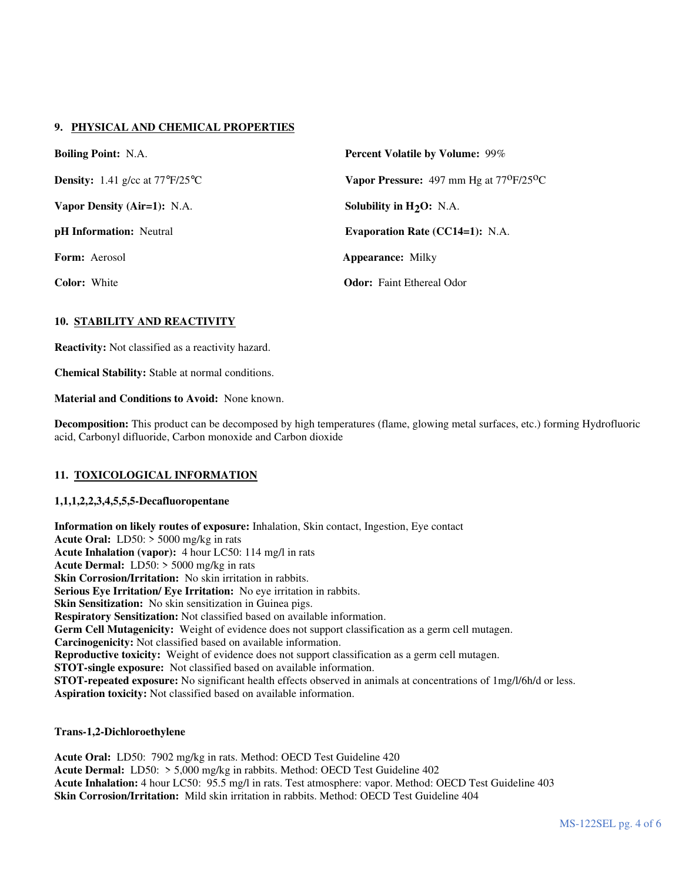## 9. PHYSICAL AND CHEMICAL PROPERTIES

**Boiling Point:** N.A.

**Percent Volatile by Volume:** 99%

**Density:** 1.41 g/cc at 77℉/25℃

**Vapor Pressure:** 497 mm Hg at 77$^{O}$F/25$^{O}$C

**Vapor Density (Air=1):** N.A.

**Solubility in $H_2O$:** N.A.

**pH Information:** Neutral

**Evaporation Rate (CC14=1):** N.A.

**Form:** Aerosol

**Appearance:** Milky

**Color:** White

**Odor:** Faint Ethereal Odor

## 10. STABILITY AND REACTIVITY

**Reactivity:** Not classified as a reactivity hazard.

**Chemical Stability:** Stable at normal conditions.

**Material and Conditions to Avoid:** None known.

**Decomposition:** This product can be decomposed by high temperatures (flame, glowing metal surfaces, etc.) forming Hydrofluoric acid, Carbonyl difluoride, Carbon monoxide and Carbon dioxide

## 11. TOXICOLOGICAL INFORMATION

**1,1,1,2,2,3,4,5,5,5-Decafluoropentane**

**Information on likely routes of exposure:** Inhalation, Skin contact, Ingestion, Eye contact
**Acute Oral:** LD50: > 5000 mg/kg in rats
**Acute Inhalation (vapor):** 4 hour LC50: 114 mg/l in rats
**Acute Dermal:** LD50: > 5000 mg/kg in rats
**Skin Corrosion/Irritation:** No skin irritation in rabbits.
**Serious Eye Irritation/ Eye Irritation:** No eye irritation in rabbits.
**Skin Sensitization:** No skin sensitization in Guinea pigs.
**Respiratory Sensitization:** Not classified based on available information.
**Germ Cell Mutagenicity:** Weight of evidence does not support classification as a germ cell mutagen.
**Carcinogenicity:** Not classified based on available information.
**Reproductive toxicity:** Weight of evidence does not support classification as a germ cell mutagen.
**STOT-single exposure:** Not classified based on available information.
**STOT-repeated exposure:** No significant health effects observed in animals at concentrations of 1mg/l/6h/d or less.
**Aspiration toxicity:** Not classified based on available information.

**Trans-1,2-Dichloroethylene**

**Acute Oral:** LD50: 7902 mg/kg in rats. Method: OECD Test Guideline 420
**Acute Dermal:** LD50: > 5,000 mg/kg in rabbits. Method: OECD Test Guideline 402
**Acute Inhalation:** 4 hour LC50: 95.5 mg/l in rats. Test atmosphere: vapor. Method: OECD Test Guideline 403
**Skin Corrosion/Irritation:** Mild skin irritation in rabbits. Method: OECD Test Guideline 404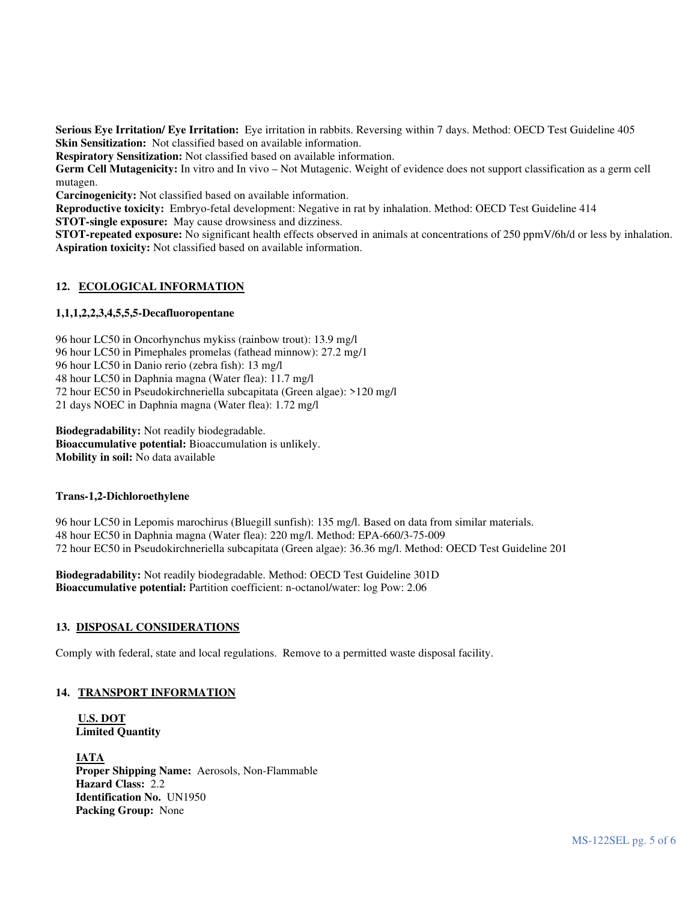**Serious Eye Irritation/ Eye Irritation:** Eye irritation in rabbits. Reversing within 7 days. Method: OECD Test Guideline 405
**Skin Sensitization:** Not classified based on available information.
**Respiratory Sensitization:** Not classified based on available information.
**Germ Cell Mutagenicity:** In vitro and In vivo – Not Mutagenic. Weight of evidence does not support classification as a germ cell mutagen.
**Carcinogenicity:** Not classified based on available information.
**Reproductive toxicity:** Embryo-fetal development: Negative in rat by inhalation. Method: OECD Test Guideline 414
**STOT-single exposure:** May cause drowsiness and dizziness.
**STOT-repeated exposure:** No significant health effects observed in animals at concentrations of 250 ppmV/6h/d or less by inhalation.
**Aspiration toxicity:** Not classified based on available information.

## 12. ECOLOGICAL INFORMATION

**1,1,1,2,2,3,4,5,5,5-Decafluoropentane**

96 hour LC50 in Oncorhynchus mykiss (rainbow trout): 13.9 mg/l
96 hour LC50 in Pimephales promelas (fathead minnow): 27.2 mg/1
96 hour LC50 in Danio rerio (zebra fish): 13 mg/l
48 hour LC50 in Daphnia magna (Water flea): 11.7 mg/l
72 hour EC50 in Pseudokirchneriella subcapitata (Green algae): >120 mg/l
21 days NOEC in Daphnia magna (Water flea): 1.72 mg/l

**Biodegradability:** Not readily biodegradable.
**Bioaccumulative potential:** Bioaccumulation is unlikely.
**Mobility in soil:** No data available

**Trans-1,2-Dichloroethylene**

96 hour LC50 in Lepomis marochirus (Bluegill sunfish): 135 mg/l. Based on data from similar materials.
48 hour EC50 in Daphnia magna (Water flea): 220 mg/l. Method: EPA-660/3-75-009
72 hour EC50 in Pseudokirchneriella subcapitata (Green algae): 36.36 mg/l. Method: OECD Test Guideline 201

**Biodegradability:** Not readily biodegradable. Method: OECD Test Guideline 301D
**Bioaccumulative potential:** Partition coefficient: n-octanol/water: log Pow: 2.06

## 13. DISPOSAL CONSIDERATIONS

Comply with federal, state and local regulations. Remove to a permitted waste disposal facility.

## 14. TRANSPORT INFORMATION

**U.S. DOT**
**Limited Quantity**

**IATA**
**Proper Shipping Name:** Aerosols, Non-Flammable
**Hazard Class:** 2.2
**Identification No.** UN1950
**Packing Group:** None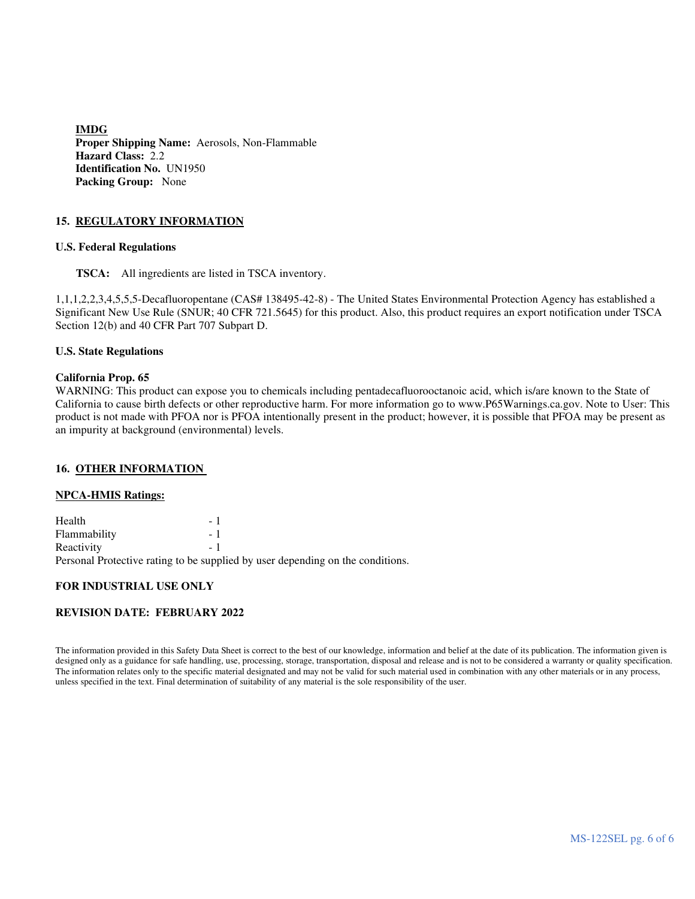**IMDG**

**Proper Shipping Name:** Aerosols, Non-Flammable
**Hazard Class:** 2.2
**Identification No.** UN1950
**Packing Group:** None

## 15. REGULATORY INFORMATION

### U.S. Federal Regulations

**TSCA:** All ingredients are listed in TSCA inventory.

1,1,1,2,2,3,4,5,5,5-Decafluoropentane (CAS# 138495-42-8) - The United States Environmental Protection Agency has established a Significant New Use Rule (SNUR; 40 CFR 721.5645) for this product. Also, this product requires an export notification under TSCA Section 12(b) and 40 CFR Part 707 Subpart D.

### U.S. State Regulations

**California Prop. 65**

WARNING: This product can expose you to chemicals including pentadecafluorooctanoic acid, which is/are known to the State of California to cause birth defects or other reproductive harm. For more information go to www.P65Warnings.ca.gov. Note to User: This product is not made with PFOA nor is PFOA intentionally present in the product; however, it is possible that PFOA may be present as an impurity at background (environmental) levels.

## 16. OTHER INFORMATION

**NPCA-HMIS Ratings:**

| | |
|---|---|
| Health | - 1 |
| Flammability | - 1 |
| Reactivity | - 1 |

Personal Protective rating to be supplied by user depending on the conditions.

**FOR INDUSTRIAL USE ONLY**

**REVISION DATE: FEBRUARY 2022**

The information provided in this Safety Data Sheet is correct to the best of our knowledge, information and belief at the date of its publication. The information given is designed only as a guidance for safe handling, use, processing, storage, transportation, disposal and release and is not to be considered a warranty or quality specification. The information relates only to the specific material designated and may not be valid for such material used in combination with any other materials or in any process, unless specified in the text. Final determination of suitability of any material is the sole responsibility of the user.